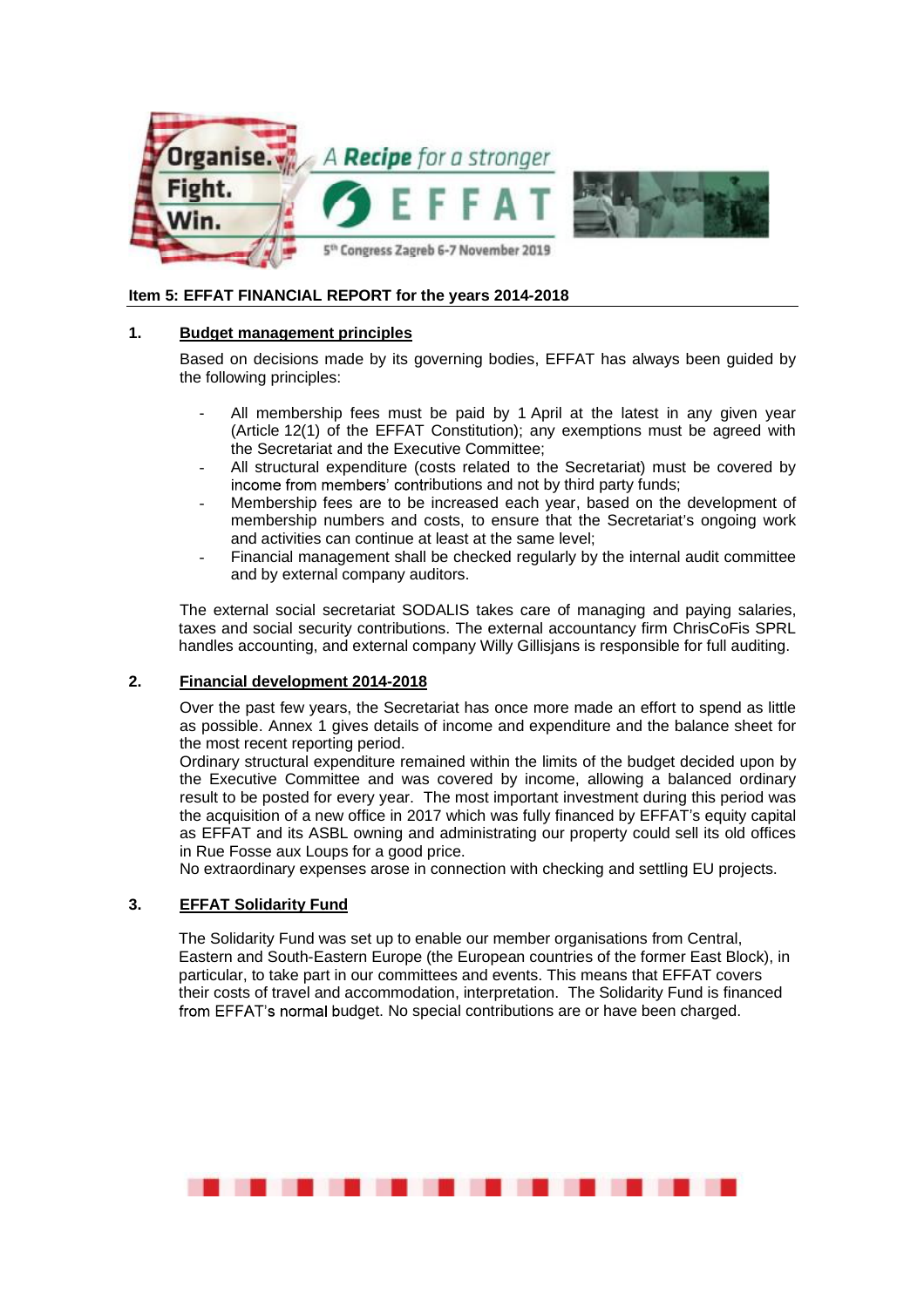Organise. Fight. Win.

A Recipe for a stronger EFFAT

5th Congress Zagreb 6-7 November 2019

## Item 5: EFFAT FINANCIAL REPORT for the years 2014-2018

### 1. Budget management principles

Based on decisions made by its governing bodies, EFFAT has always been guided by the following principles:

- All membership fees must be paid by 1 April at the latest in any given year (Article 12(1) of the EFFAT Constitution); any exemptions must be agreed with the Secretariat and the Executive Committee;
- All structural expenditure (costs related to the Secretariat) must be covered by income from members' contributions and not by third party funds;
- Membership fees are to be increased each year, based on the development of membership numbers and costs, to ensure that the Secretariat's ongoing work and activities can continue at least at the same level;
- Financial management shall be checked regularly by the internal audit committee and by external company auditors.

The external social secretariat SODALIS takes care of managing and paying salaries, taxes and social security contributions. The external accountancy firm ChrisCoFis SPRL handles accounting, and external company Willy Gillisjans is responsible for full auditing.

### 2. Financial development 2014-2018

Over the past few years, the Secretariat has once more made an effort to spend as little as possible. Annex 1 gives details of income and expenditure and the balance sheet for the most recent reporting period.

Ordinary structural expenditure remained within the limits of the budget decided upon by the Executive Committee and was covered by income, allowing a balanced ordinary result to be posted for every year. The most important investment during this period was the acquisition of a new office in 2017 which was fully financed by EFFAT's equity capital as EFFAT and its ASBL owning and administrating our property could sell its old offices in Rue Fosse aux Loups for a good price.

No extraordinary expenses arose in connection with checking and settling EU projects.

### 3. EFFAT Solidarity Fund

The Solidarity Fund was set up to enable our member organisations from Central, Eastern and South-Eastern Europe (the European countries of the former East Block), in particular, to take part in our committees and events. This means that EFFAT covers their costs of travel and accommodation, interpretation. The Solidarity Fund is financed from EFFAT's normal budget. No special contributions are or have been charged.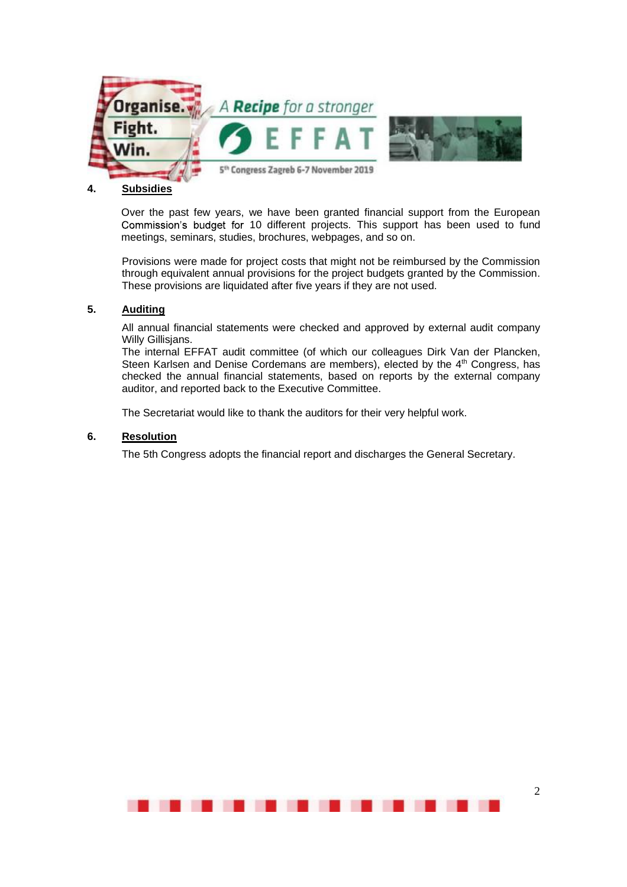## 4. Subsidies

Over the past few years, we have been granted financial support from the European Commission's budget for 10 different projects. This support has been used to fund meetings, seminars, studies, brochures, webpages, and so on.

Provisions were made for project costs that might not be reimbursed by the Commission through equivalent annual provisions for the project budgets granted by the Commission. These provisions are liquidated after five years if they are not used.

## 5. Auditing

All annual financial statements were checked and approved by external audit company Willy Gillisjans.

The internal EFFAT audit committee (of which our colleagues Dirk Van der Plancken, Steen Karlsen and Denise Cordemans are members), elected by the 4th Congress, has checked the annual financial statements, based on reports by the external company auditor, and reported back to the Executive Committee.

The Secretariat would like to thank the auditors for their very helpful work.

## 6. Resolution

The 5th Congress adopts the financial report and discharges the General Secretary.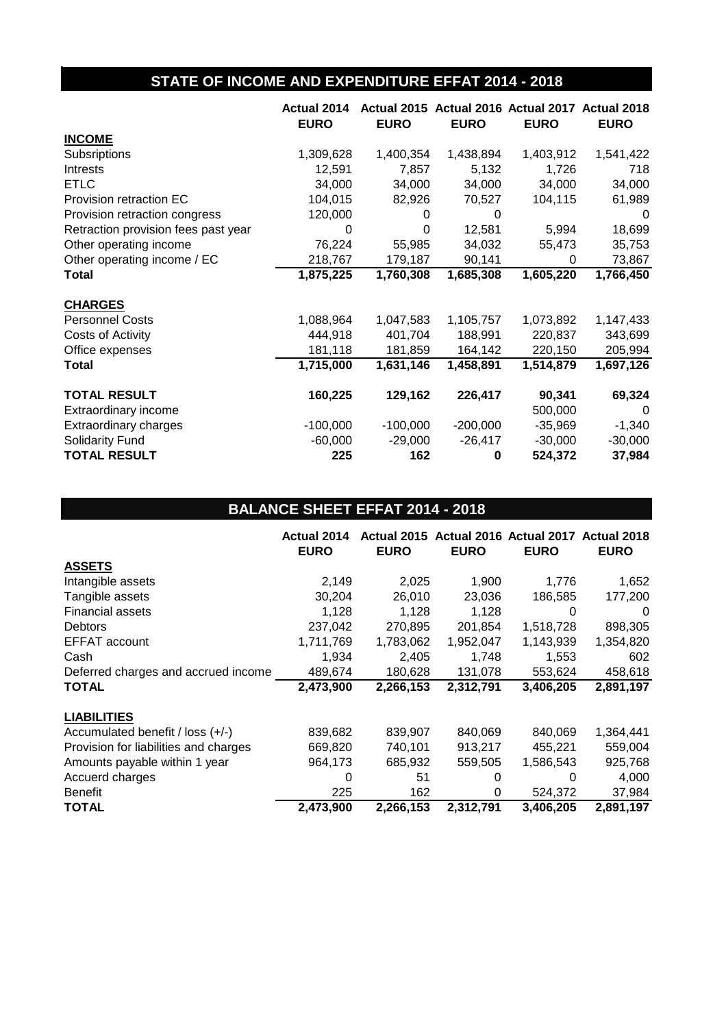## STATE OF INCOME AND EXPENDITURE EFFAT 2014 - 2018

| | Actual 2014 EURO | Actual 2015 EURO | Actual 2016 EURO | Actual 2017 EURO | Actual 2018 EURO |
|---|---|---|---|---|---|
| **INCOME** | | | | | |
| Subsriptions | 1,309,628 | 1,400,354 | 1,438,894 | 1,403,912 | 1,541,422 |
| Intrests | 12,591 | 7,857 | 5,132 | 1,726 | 718 |
| ETLC | 34,000 | 34,000 | 34,000 | 34,000 | 34,000 |
| Provision retraction EC | 104,015 | 82,926 | 70,527 | 104,115 | 61,989 |
| Provision retraction congress | 120,000 | 0 | 0 | | 0 |
| Retraction provision fees past year | 0 | 0 | 12,581 | 5,994 | 18,699 |
| Other operating income | 76,224 | 55,985 | 34,032 | 55,473 | 35,753 |
| Other operating income / EC | 218,767 | 179,187 | 90,141 | 0 | 73,867 |
| **Total** | **1,875,225** | **1,760,308** | **1,685,308** | **1,605,220** | **1,766,450** |
| **CHARGES** | | | | | |
| Personnel Costs | 1,088,964 | 1,047,583 | 1,105,757 | 1,073,892 | 1,147,433 |
| Costs of Activity | 444,918 | 401,704 | 188,991 | 220,837 | 343,699 |
| Office expenses | 181,118 | 181,859 | 164,142 | 220,150 | 205,994 |
| **Total** | **1,715,000** | **1,631,146** | **1,458,891** | **1,514,879** | **1,697,126** |
| **TOTAL RESULT** | **160,225** | **129,162** | **226,417** | **90,341** | **69,324** |
| Extraordinary income | | | | 500,000 | 0 |
| Extraordinary charges | -100,000 | -100,000 | -200,000 | -35,969 | -1,340 |
| Solidarity Fund | -60,000 | -29,000 | -26,417 | -30,000 | -30,000 |
| **TOTAL RESULT** | **225** | **162** | **0** | **524,372** | **37,984** |

## BALANCE SHEET EFFAT 2014 - 2018

| | Actual 2014 EURO | Actual 2015 EURO | Actual 2016 EURO | Actual 2017 EURO | Actual 2018 EURO |
|---|---|---|---|---|---|
| **ASSETS** | | | | | |
| Intangible assets | 2,149 | 2,025 | 1,900 | 1,776 | 1,652 |
| Tangible assets | 30,204 | 26,010 | 23,036 | 186,585 | 177,200 |
| Financial assets | 1,128 | 1,128 | 1,128 | 0 | 0 |
| Debtors | 237,042 | 270,895 | 201,854 | 1,518,728 | 898,305 |
| EFFAT account | 1,711,769 | 1,783,062 | 1,952,047 | 1,143,939 | 1,354,820 |
| Cash | 1,934 | 2,405 | 1,748 | 1,553 | 602 |
| Deferred charges and accrued income | 489,674 | 180,628 | 131,078 | 553,624 | 458,618 |
| **TOTAL** | **2,473,900** | **2,266,153** | **2,312,791** | **3,406,205** | **2,891,197** |
| **LIABILITIES** | | | | | |
| Accumulated benefit / loss (+/-) | 839,682 | 839,907 | 840,069 | 840,069 | 1,364,441 |
| Provision for liabilities and charges | 669,820 | 740,101 | 913,217 | 455,221 | 559,004 |
| Amounts payable within 1 year | 964,173 | 685,932 | 559,505 | 1,586,543 | 925,768 |
| Accuerd charges | 0 | 51 | 0 | 0 | 4,000 |
| Benefit | 225 | 162 | 0 | 524,372 | 37,984 |
| **TOTAL** | **2,473,900** | **2,266,153** | **2,312,791** | **3,406,205** | **2,891,197** |